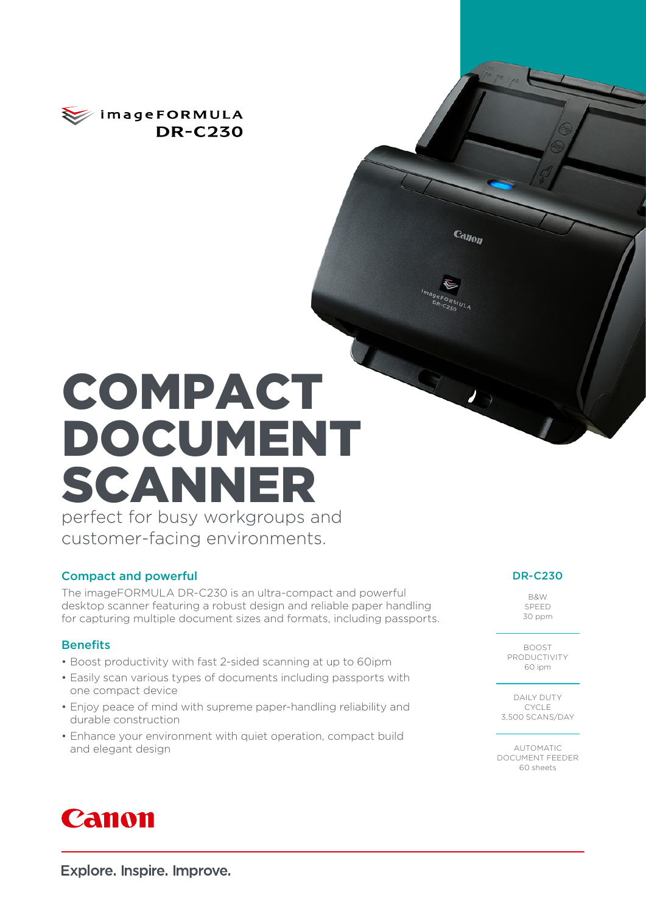imageFORMULA
DR-C230

# COMPACT DOCUMENT SCANNER

perfect for busy workgroups and customer-facing environments.

## Compact and powerful

The imageFORMULA DR-C230 is an ultra-compact and powerful desktop scanner featuring a robust design and reliable paper handling for capturing multiple document sizes and formats, including passports.

## Benefits

- Boost productivity with fast 2-sided scanning at up to 60ipm
- Easily scan various types of documents including passports with one compact device
- Enjoy peace of mind with supreme paper-handling reliability and durable construction
- Enhance your environment with quiet operation, compact build and elegant design

## DR-C230

B&W SPEED
30 ppm

BOOST PRODUCTIVITY
60 ipm

DAILY DUTY CYCLE
3,500 SCANS/DAY

AUTOMATIC DOCUMENT FEEDER
60 sheets

Canon

Explore. Inspire. Improve.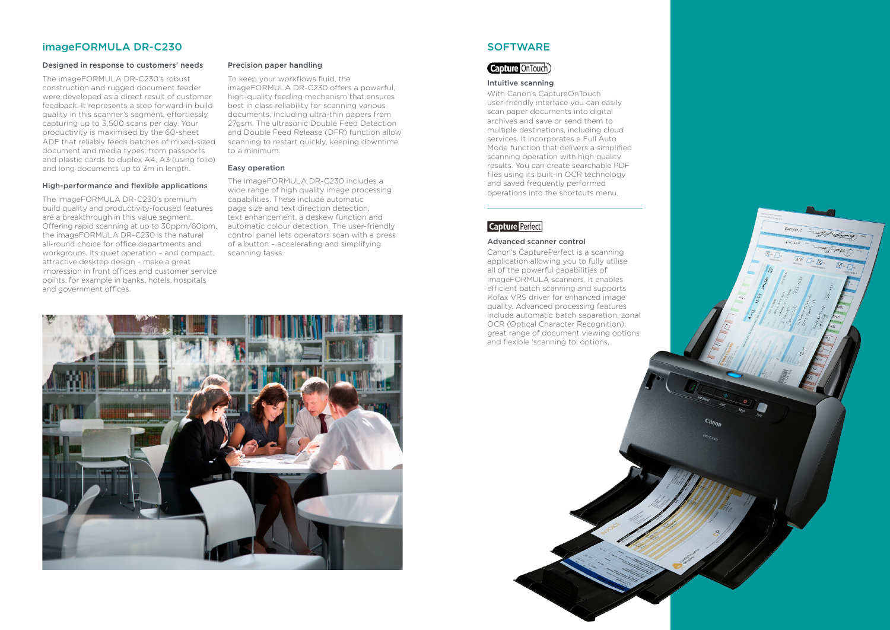## imageFORMULA DR-C230

### Designed in response to customers' needs

The imageFORMULA DR-C230's robust construction and rugged document feeder were developed as a direct result of customer feedback. It represents a step forward in build quality in this scanner's segment, effortlessly capturing up to 3,500 scans per day. Your productivity is maximised by the 60-sheet ADF that reliably feeds batches of mixed-sized document and media types: from passports and plastic cards to duplex A4, A3 (using folio) and long documents up to 3m in length.

### High-performance and flexible applications

The imageFORMULA DR-C230's premium build quality and productivity-focused features are a breakthrough in this value segment. Offering rapid scanning at up to 30ppm/60ipm, the imageFORMULA DR-C230 is the natural all-round choice for office departments and workgroups. Its quiet operation – and compact, attractive desktop design – make a great impression in front offices and customer service points, for example in banks, hotels, hospitals and government offices.

### Precision paper handling

To keep your workflows fluid, the imageFORMULA DR-C230 offers a powerful, high-quality feeding mechanism that ensures best in class reliability for scanning various documents, including ultra-thin papers from 27gsm. The ultrasonic Double Feed Detection and Double Feed Release (DFR) function allow scanning to restart quickly, keeping downtime to a minimum.

### Easy operation

The imageFORMULA DR-C230 includes a wide range of high quality image processing capabilities. These include automatic page size and text direction detection, text enhancement, a deskew function and automatic colour detection. The user-friendly control panel lets operators scan with a press of a button – accelerating and simplifying scanning tasks.

## SOFTWARE

**Capture OnTouch**

### Intuitive scanning

With Canon's CaptureOnTouch user-friendly interface you can easily scan paper documents into digital archives and save or send them to multiple destinations, including cloud services. It incorporates a Full Auto Mode function that delivers a simplified scanning operation with high quality results. You can create searchable PDF files using its built-in OCR technology and saved frequently performed operations into the shortcuts menu.

**Capture Perfect**

### Advanced scanner control

Canon's CapturePerfect is a scanning application allowing you to fully utilise all of the powerful capabilities of imageFORMULA scanners. It enables efficient batch scanning and supports Kofax VRS driver for enhanced image quality. Advanced processing features include automatic batch separation, zonal OCR (Optical Character Recognition), great range of document viewing options and flexible 'scanning to' options.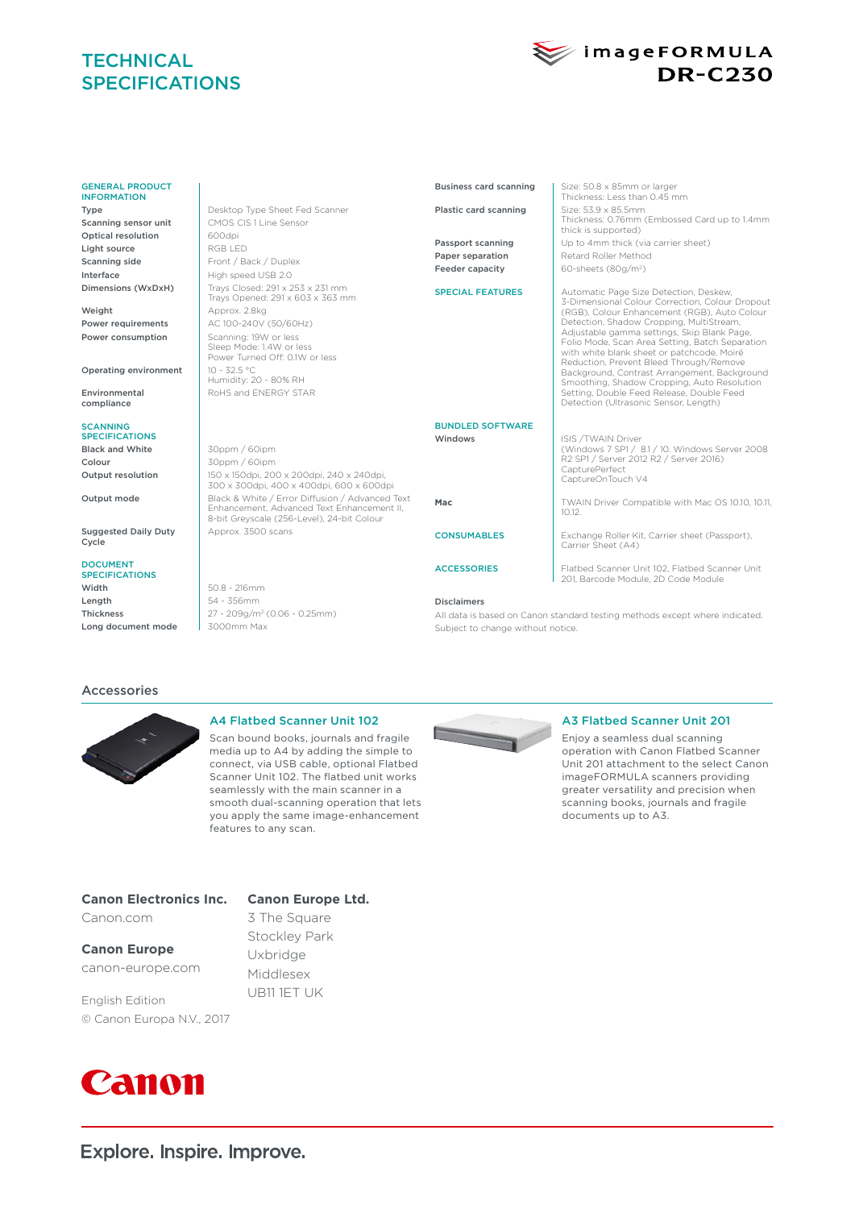# TECHNICAL SPECIFICATIONS

**imageFORMULA DR-C230**

| | |
|---|---|
| **GENERAL PRODUCT INFORMATION** | |
| Type | Desktop Type Sheet Fed Scanner |
| Scanning sensor unit | CMOS CIS 1 Line Sensor |
| Optical resolution | 600dpi |
| Light source | RGB LED |
| Scanning side | Front / Back / Duplex |
| Interface | High speed USB 2.0 |
| Dimensions (WxDxH) | Trays Closed: 291 x 253 x 231 mm<br>Trays Opened: 291 x 603 x 363 mm |
| Weight | Approx. 2.8kg |
| Power requirements | AC 100-240V (50/60Hz) |
| Power consumption | Scanning: 19W or less<br>Sleep Mode: 1.4W or less<br>Power Turned Off: 0.1W or less |
| Operating environment | 10 - 32.5 °C<br>Humidity: 20 - 80% RH |
| Environmental compliance | RoHS and ENERGY STAR |
| **SCANNING SPECIFICATIONS** | |
| Black and White | 30ppm / 60ipm |
| Colour | 30ppm / 60ipm |
| Output resolution | 150 x 150dpi, 200 x 200dpi, 240 x 240dpi, 300 x 300dpi, 400 x 400dpi, 600 x 600dpi |
| Output mode | Black & White / Error Diffusion / Advanced Text Enhancement, Advanced Text Enhancement II, 8-bit Greyscale (256-Level), 24-bit Colour |
| Suggested Daily Duty Cycle | Approx. 3500 scans |
| **DOCUMENT SPECIFICATIONS** | |
| Width | 50.8 - 216mm |
| Length | 54 - 356mm |
| Thickness | 27 - 209g/m² (0.06 - 0.25mm) |
| Long document mode | 3000mm Max |
| Business card scanning | Size: 50.8 x 85mm or larger<br>Thickness: Less than 0.45 mm |
| Plastic card scanning | Size: 53.9 x 85.5mm<br>Thickness: 0.76mm (Embossed Card up to 1.4mm thick is supported) |
| Passport scanning | Up to 4mm thick (via carrier sheet) |
| Paper separation | Retard Roller Method |
| Feeder capacity | 60-sheets (80g/m²) |
| **SPECIAL FEATURES** | Automatic Page Size Detection, Deskew, 3-Dimensional Colour Correction, Colour Dropout (RGB), Colour Enhancement (RGB), Auto Colour Detection, Shadow Cropping, MultiStream, Adjustable gamma settings, Skip Blank Page, Folio Mode, Scan Area Setting, Batch Separation with white blank sheet or patchcode, Moiré Reduction, Prevent Bleed Through/Remove Background, Contrast Arrangement, Background Smoothing, Shadow Cropping, Auto Resolution Setting, Double Feed Release, Double Feed Detection (Ultrasonic Sensor, Length) |
| **BUNDLED SOFTWARE** | |
| Windows | ISIS /TWAIN Driver<br>(Windows 7 SP1 / 8.1 / 10. Windows Server 2008 R2 SP1 / Server 2012 R2 / Server 2016)<br>CapturePerfect<br>CaptureOnTouch V4 |
| Mac | TWAIN Driver Compatible with Mac OS 10.10, 10.11, 10.12. |
| **CONSUMABLES** | Exchange Roller Kit, Carrier sheet (Passport), Carrier Sheet (A4) |
| **ACCESSORIES** | Flatbed Scanner Unit 102, Flatbed Scanner Unit 201, Barcode Module, 2D Code Module |

**Disclaimers**

All data is based on Canon standard testing methods except where indicated. Subject to change without notice.

## Accessories

### A4 Flatbed Scanner Unit 102

Scan bound books, journals and fragile media up to A4 by adding the simple to connect, via USB cable, optional Flatbed Scanner Unit 102. The flatbed unit works seamlessly with the main scanner in a smooth dual-scanning operation that lets you apply the same image-enhancement features to any scan.

### A3 Flatbed Scanner Unit 201

Enjoy a seamless dual scanning operation with Canon Flatbed Scanner Unit 201 attachment to the select Canon imageFORMULA scanners providing greater versatility and precision when scanning books, journals and fragile documents up to A3.

**Canon Electronics Inc.**
Canon.com

**Canon Europe**
canon-europe.com

English Edition
© Canon Europa N.V., 2017

**Canon Europe Ltd.**
3 The Square
Stockley Park
Uxbridge
Middlesex
UB11 1ET UK

Canon

Explore. Inspire. Improve.